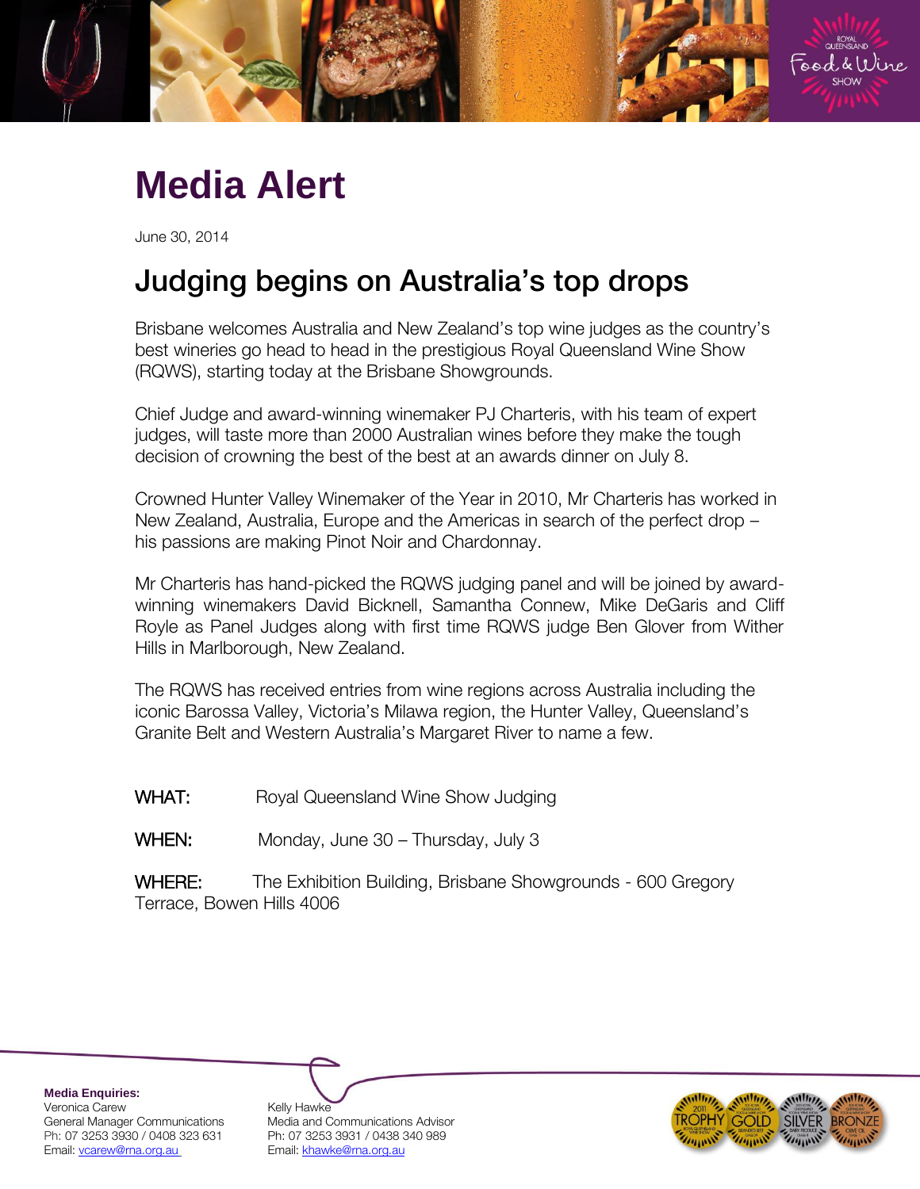# Media Alert

June 30, 2014

## Judging begins on Australia's top drops

Brisbane welcomes Australia and New Zealand's top wine judges as the country's best wineries go head to head in the prestigious Royal Queensland Wine Show (RQWS), starting today at the Brisbane Showgrounds.

Chief Judge and award-winning winemaker PJ Charteris, with his team of expert judges, will taste more than 2000 Australian wines before they make the tough decision of crowning the best of the best at an awards dinner on July 8.

Crowned Hunter Valley Winemaker of the Year in 2010, Mr Charteris has worked in New Zealand, Australia, Europe and the Americas in search of the perfect drop – his passions are making Pinot Noir and Chardonnay.

Mr Charteris has hand-picked the RQWS judging panel and will be joined by award-winning winemakers David Bicknell, Samantha Connew, Mike DeGaris and Cliff Royle as Panel Judges along with first time RQWS judge Ben Glover from Wither Hills in Marlborough, New Zealand.

The RQWS has received entries from wine regions across Australia including the iconic Barossa Valley, Victoria's Milawa region, the Hunter Valley, Queensland's Granite Belt and Western Australia's Margaret River to name a few.

WHAT: Royal Queensland Wine Show Judging

WHEN: Monday, June 30 – Thursday, July 3

WHERE: The Exhibition Building, Brisbane Showgrounds - 600 Gregory Terrace, Bowen Hills 4006

**Media Enquiries:**

Veronica Carew
General Manager Communications
Ph: 07 3253 3930 / 0408 323 631
Email: vcarew@rna.org.au

Kelly Hawke
Media and Communications Advisor
Ph: 07 3253 3931 / 0438 340 989
Email: khawke@rna.org.au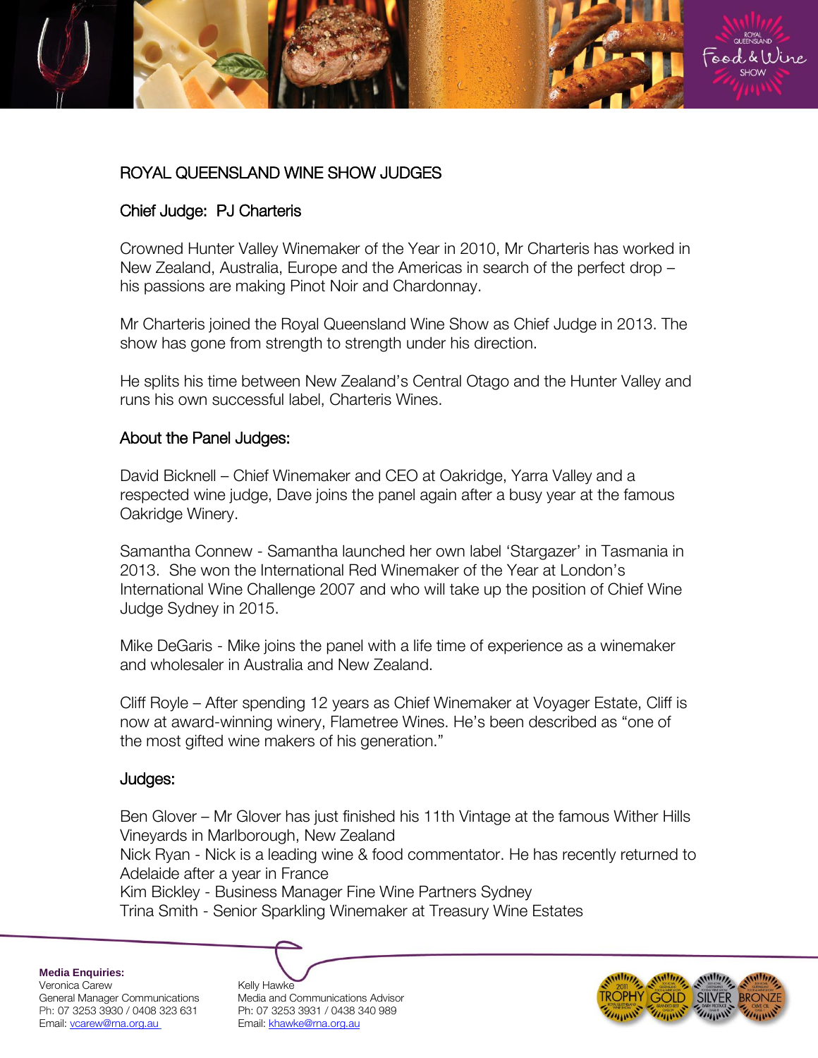## ROYAL QUEENSLAND WINE SHOW JUDGES

### Chief Judge: PJ Charteris

Crowned Hunter Valley Winemaker of the Year in 2010, Mr Charteris has worked in New Zealand, Australia, Europe and the Americas in search of the perfect drop – his passions are making Pinot Noir and Chardonnay.

Mr Charteris joined the Royal Queensland Wine Show as Chief Judge in 2013. The show has gone from strength to strength under his direction.

He splits his time between New Zealand's Central Otago and the Hunter Valley and runs his own successful label, Charteris Wines.

### About the Panel Judges:

David Bicknell – Chief Winemaker and CEO at Oakridge, Yarra Valley and a respected wine judge, Dave joins the panel again after a busy year at the famous Oakridge Winery.

Samantha Connew - Samantha launched her own label 'Stargazer' in Tasmania in 2013. She won the International Red Winemaker of the Year at London's International Wine Challenge 2007 and who will take up the position of Chief Wine Judge Sydney in 2015.

Mike DeGaris - Mike joins the panel with a life time of experience as a winemaker and wholesaler in Australia and New Zealand.

Cliff Royle – After spending 12 years as Chief Winemaker at Voyager Estate, Cliff is now at award-winning winery, Flametree Wines. He's been described as "one of the most gifted wine makers of his generation."

### Judges:

Ben Glover – Mr Glover has just finished his 11th Vintage at the famous Wither Hills Vineyards in Marlborough, New Zealand
Nick Ryan - Nick is a leading wine & food commentator. He has recently returned to Adelaide after a year in France
Kim Bickley - Business Manager Fine Wine Partners Sydney
Trina Smith - Senior Sparkling Winemaker at Treasury Wine Estates

**Media Enquiries:**

Veronica Carew
General Manager Communications
Ph: 07 3253 3930 / 0408 323 631
Email: vcarew@rna.org.au

Kelly Hawke
Media and Communications Advisor
Ph: 07 3253 3931 / 0438 340 989
Email: khawke@rna.org.au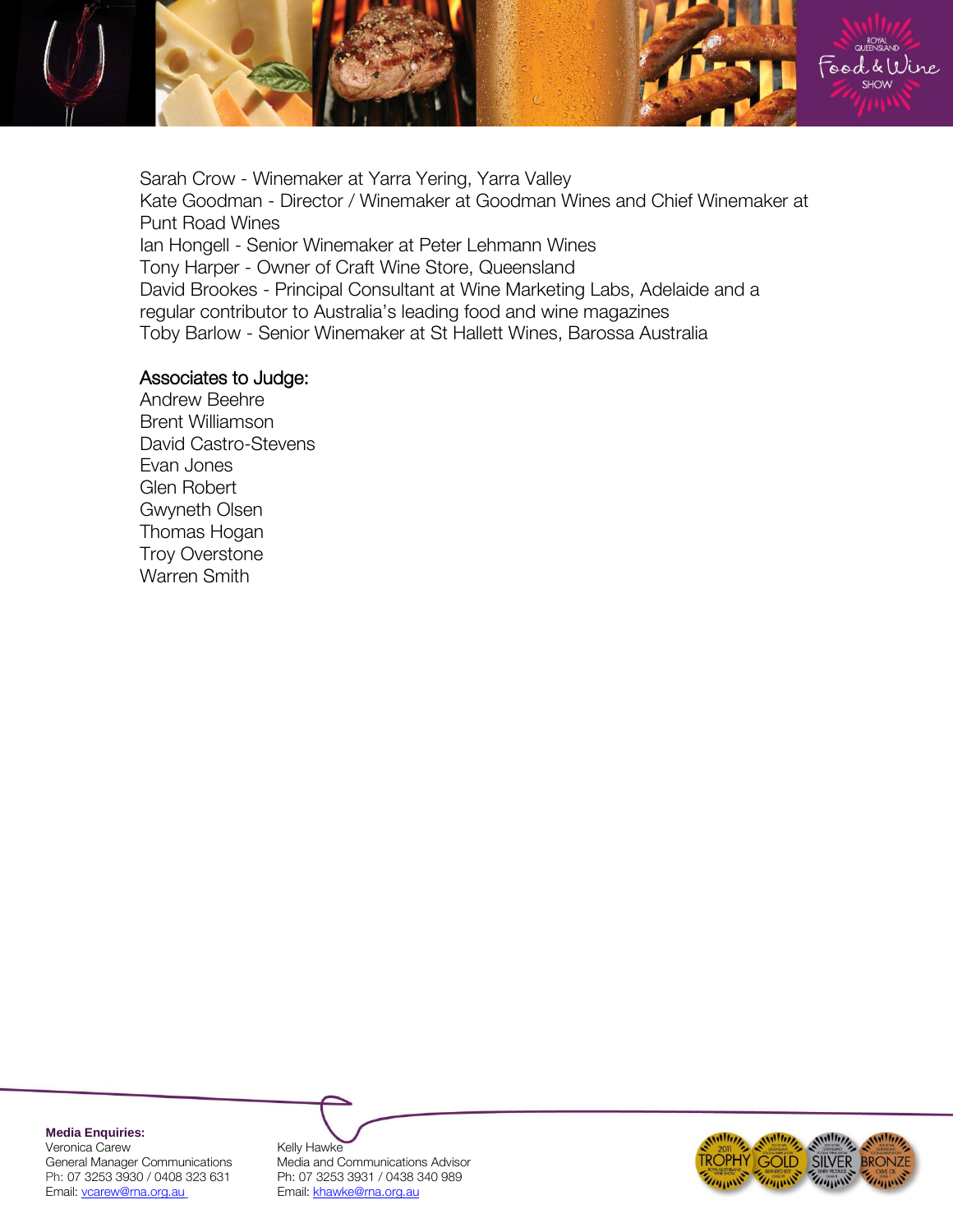Sarah Crow - Winemaker at Yarra Yering, Yarra Valley
Kate Goodman - Director / Winemaker at Goodman Wines and Chief Winemaker at Punt Road Wines
Ian Hongell - Senior Winemaker at Peter Lehmann Wines
Tony Harper - Owner of Craft Wine Store, Queensland
David Brookes - Principal Consultant at Wine Marketing Labs, Adelaide and a regular contributor to Australia's leading food and wine magazines
Toby Barlow - Senior Winemaker at St Hallett Wines, Barossa Australia

## Associates to Judge:

Andrew Beehre
Brent Williamson
David Castro-Stevens
Evan Jones
Glen Robert
Gwyneth Olsen
Thomas Hogan
Troy Overstone
Warren Smith

**Media Enquiries:**

Veronica Carew
General Manager Communications
Ph: 07 3253 3930 / 0408 323 631
Email: vcarew@rna.org.au

Kelly Hawke
Media and Communications Advisor
Ph: 07 3253 3931 / 0438 340 989
Email: khawke@rna.org.au